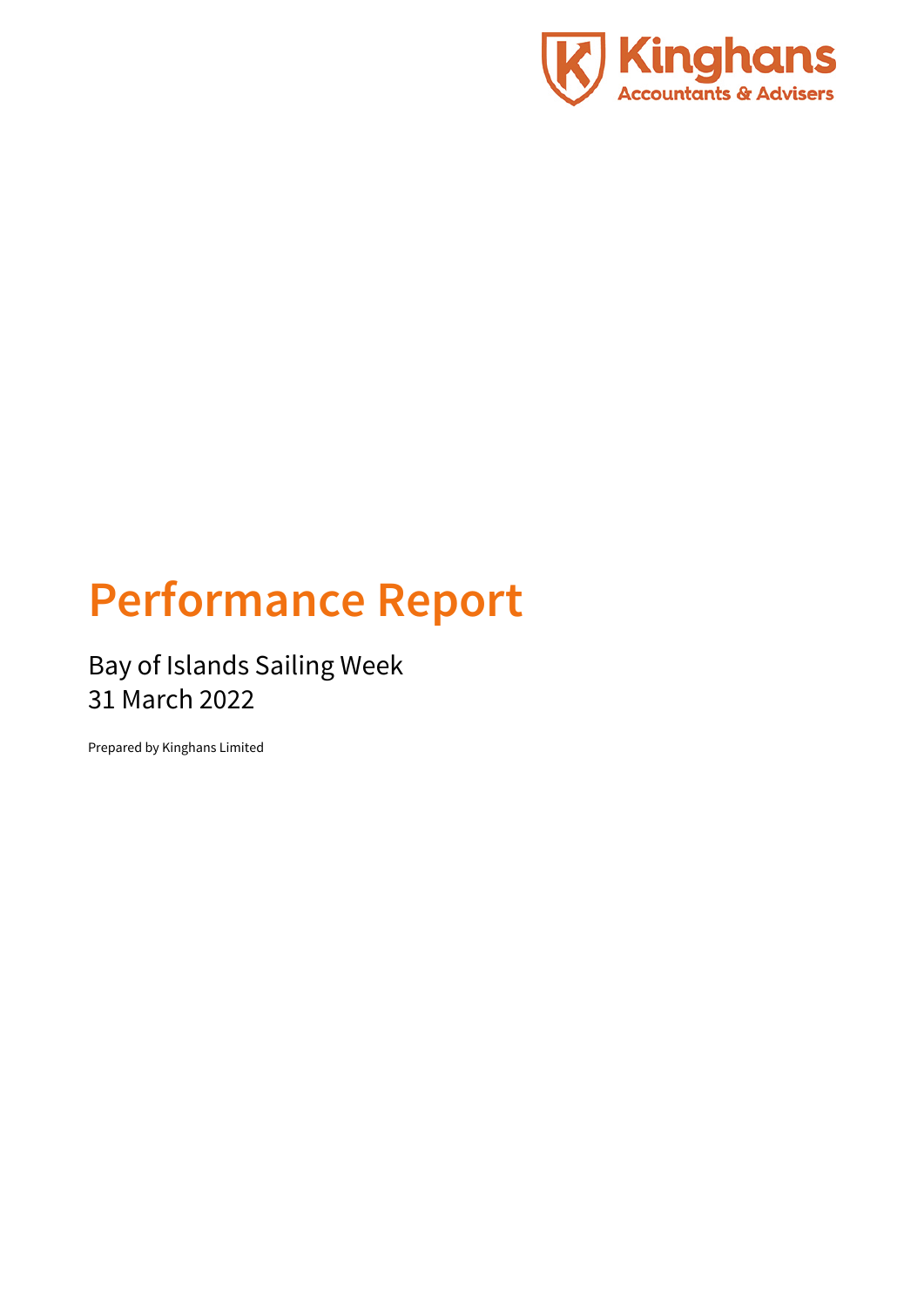Kinghans
Accountants & Advisers

# Performance Report

Bay of Islands Sailing Week
31 March 2022

Prepared by Kinghans Limited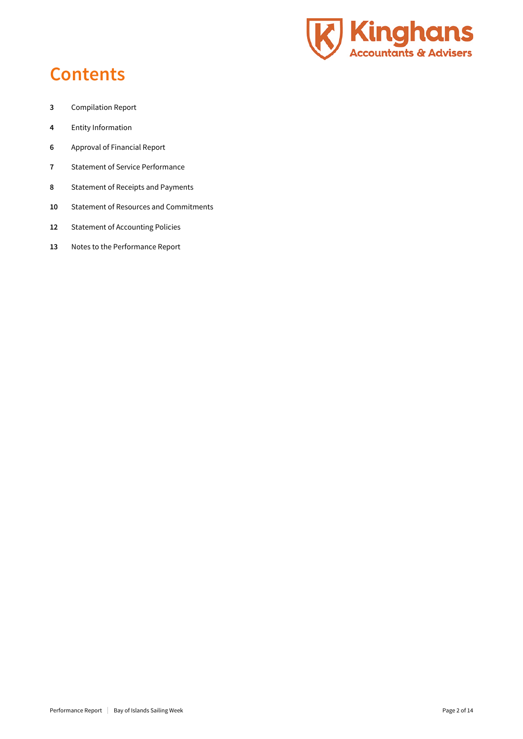# Contents

| | |
|---|---|
| **3** | Compilation Report |
| **4** | Entity Information |
| **6** | Approval of Financial Report |
| **7** | Statement of Service Performance |
| **8** | Statement of Receipts and Payments |
| **10** | Statement of Resources and Commitments |
| **12** | Statement of Accounting Policies |
| **13** | Notes to the Performance Report |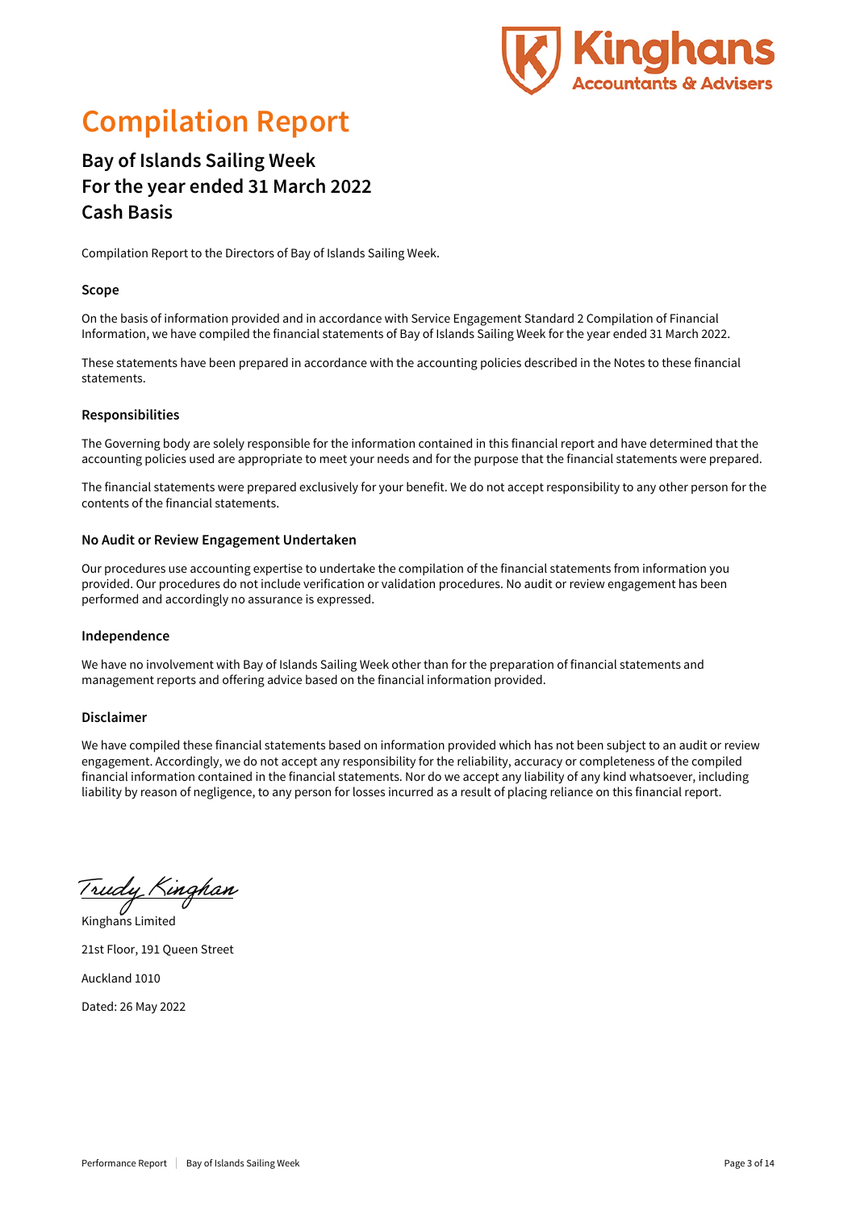# Compilation Report

## Bay of Islands Sailing Week
## For the year ended 31 March 2022
## Cash Basis

Compilation Report to the Directors of Bay of Islands Sailing Week.

### Scope

On the basis of information provided and in accordance with Service Engagement Standard 2 Compilation of Financial Information, we have compiled the financial statements of Bay of Islands Sailing Week for the year ended 31 March 2022.

These statements have been prepared in accordance with the accounting policies described in the Notes to these financial statements.

### Responsibilities

The Governing body are solely responsible for the information contained in this financial report and have determined that the accounting policies used are appropriate to meet your needs and for the purpose that the financial statements were prepared.

The financial statements were prepared exclusively for your benefit. We do not accept responsibility to any other person for the contents of the financial statements.

### No Audit or Review Engagement Undertaken

Our procedures use accounting expertise to undertake the compilation of the financial statements from information you provided. Our procedures do not include verification or validation procedures. No audit or review engagement has been performed and accordingly no assurance is expressed.

### Independence

We have no involvement with Bay of Islands Sailing Week other than for the preparation of financial statements and management reports and offering advice based on the financial information provided.

### Disclaimer

We have compiled these financial statements based on information provided which has not been subject to an audit or review engagement. Accordingly, we do not accept any responsibility for the reliability, accuracy or completeness of the compiled financial information contained in the financial statements. Nor do we accept any liability of any kind whatsoever, including liability by reason of negligence, to any person for losses incurred as a result of placing reliance on this financial report.

Trudy Kinghan

Kinghans Limited

21st Floor, 191 Queen Street

Auckland 1010

Dated: 26 May 2022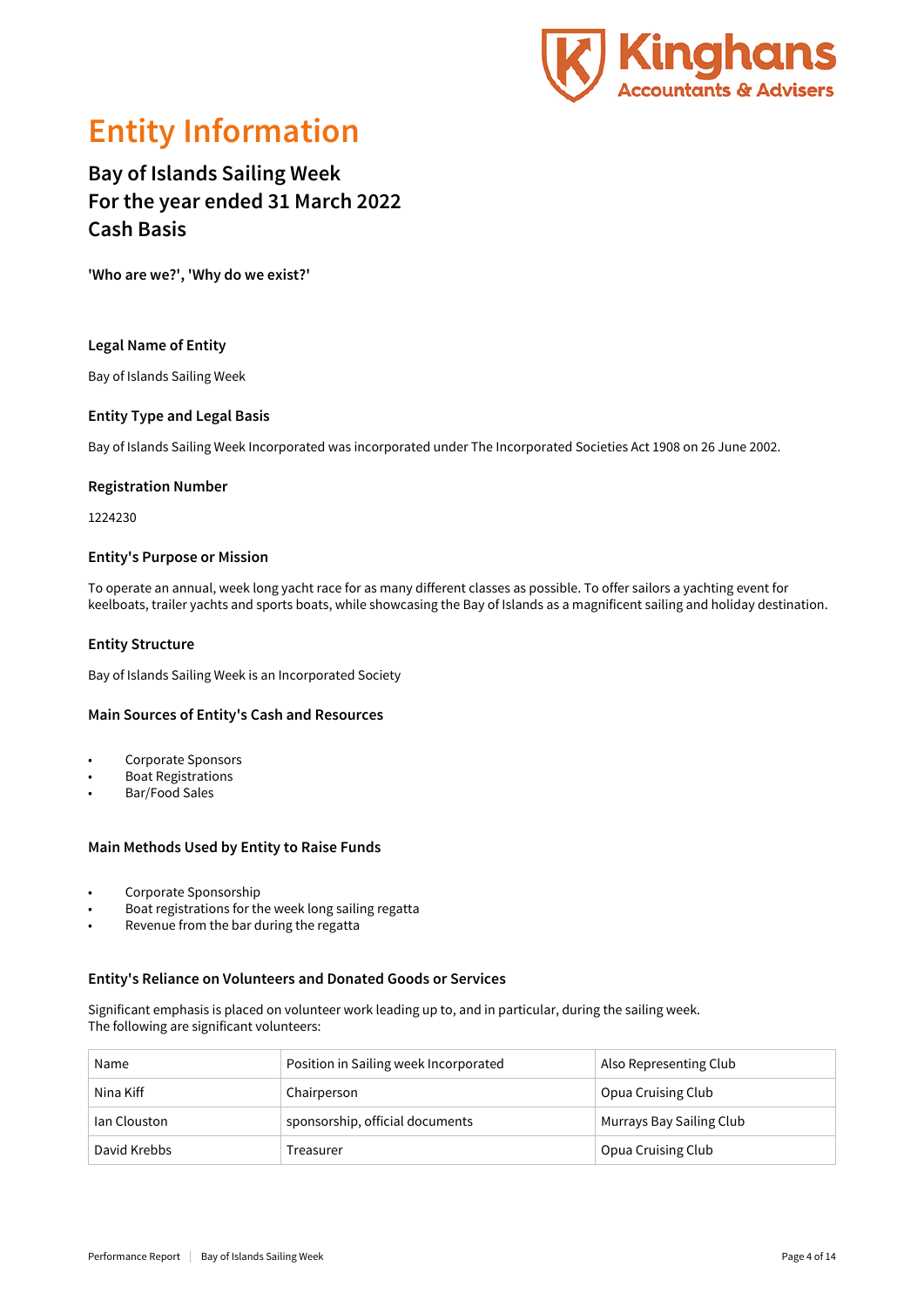# Entity Information

## Bay of Islands Sailing Week
## For the year ended 31 March 2022
## Cash Basis

**'Who are we?', 'Why do we exist?'**

### Legal Name of Entity

Bay of Islands Sailing Week

### Entity Type and Legal Basis

Bay of Islands Sailing Week Incorporated was incorporated under The Incorporated Societies Act 1908 on 26 June 2002.

### Registration Number

1224230

### Entity's Purpose or Mission

To operate an annual, week long yacht race for as many different classes as possible. To offer sailors a yachting event for keelboats, trailer yachts and sports boats, while showcasing the Bay of Islands as a magnificent sailing and holiday destination.

### Entity Structure

Bay of Islands Sailing Week is an Incorporated Society

### Main Sources of Entity's Cash and Resources

- Corporate Sponsors
- Boat Registrations
- Bar/Food Sales

### Main Methods Used by Entity to Raise Funds

- Corporate Sponsorship
- Boat registrations for the week long sailing regatta
- Revenue from the bar during the regatta

### Entity's Reliance on Volunteers and Donated Goods or Services

Significant emphasis is placed on volunteer work leading up to, and in particular, during the sailing week.
The following are significant volunteers:

| Name | Position in Sailing week Incorporated | Also Representing Club |
|---|---|---|
| Nina Kiff | Chairperson | Opua Cruising Club |
| Ian Clouston | sponsorship, official documents | Murrays Bay Sailing Club |
| David Krebbs | Treasurer | Opua Cruising Club |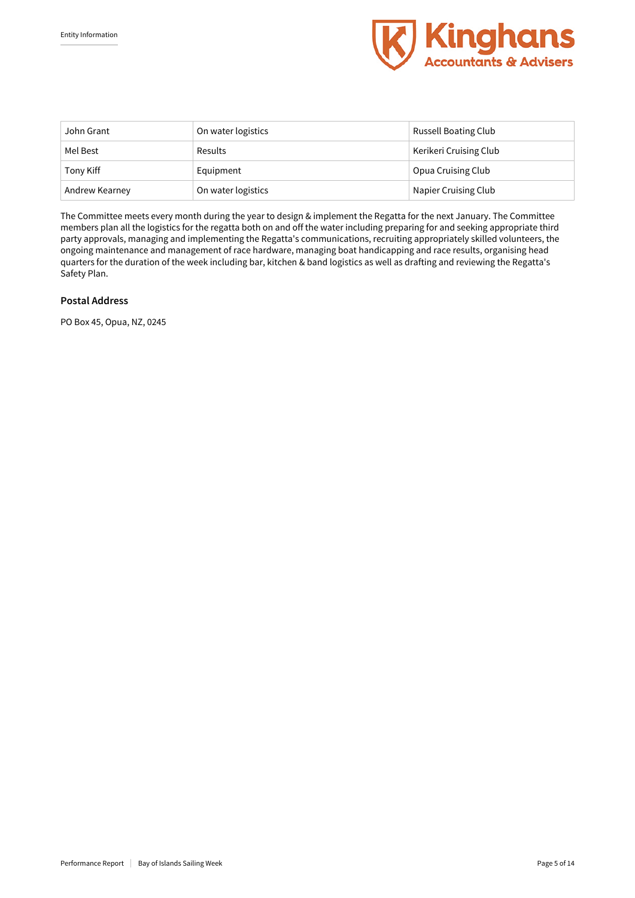| John Grant | On water logistics | Russell Boating Club |
|---|---|---|
| Mel Best | Results | Kerikeri Cruising Club |
| Tony Kiff | Equipment | Opua Cruising Club |
| Andrew Kearney | On water logistics | Napier Cruising Club |

The Committee meets every month during the year to design & implement the Regatta for the next January. The Committee members plan all the logistics for the regatta both on and off the water including preparing for and seeking appropriate third party approvals, managing and implementing the Regatta's communications, recruiting appropriately skilled volunteers, the ongoing maintenance and management of race hardware, managing boat handicapping and race results, organising head quarters for the duration of the week including bar, kitchen & band logistics as well as drafting and reviewing the Regatta's Safety Plan.

### Postal Address

PO Box 45, Opua, NZ, 0245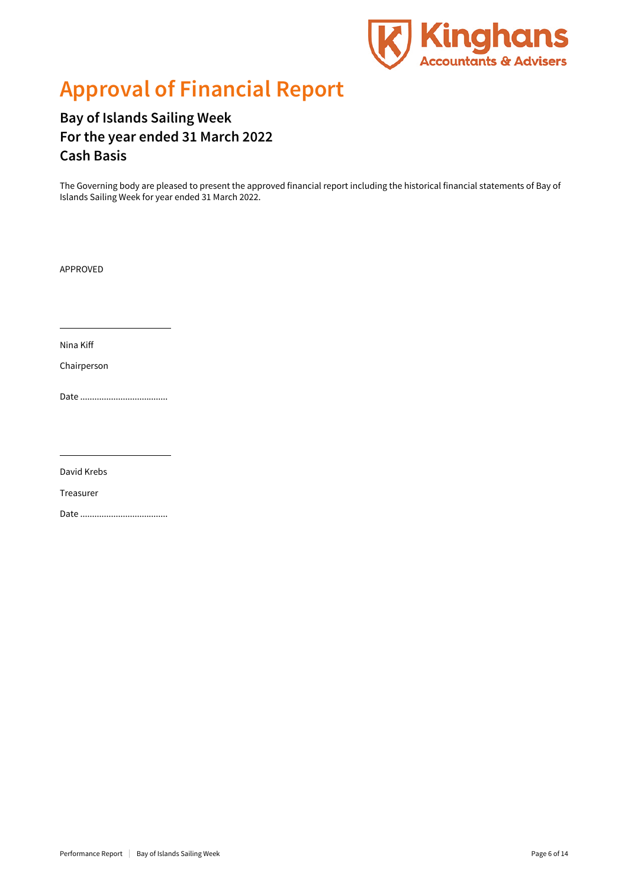# Approval of Financial Report

## Bay of Islands Sailing Week
## For the year ended 31 March 2022
## Cash Basis

The Governing body are pleased to present the approved financial report including the historical financial statements of Bay of Islands Sailing Week for year ended 31 March 2022.

APPROVED

\_\_\_\_\_\_\_\_\_\_\_\_\_\_\_\_\_\_\_\_\_\_\_\_

Nina Kiff

Chairperson

Date ....................................

\_\_\_\_\_\_\_\_\_\_\_\_\_\_\_\_\_\_\_\_\_\_\_\_

David Krebs

Treasurer

Date ....................................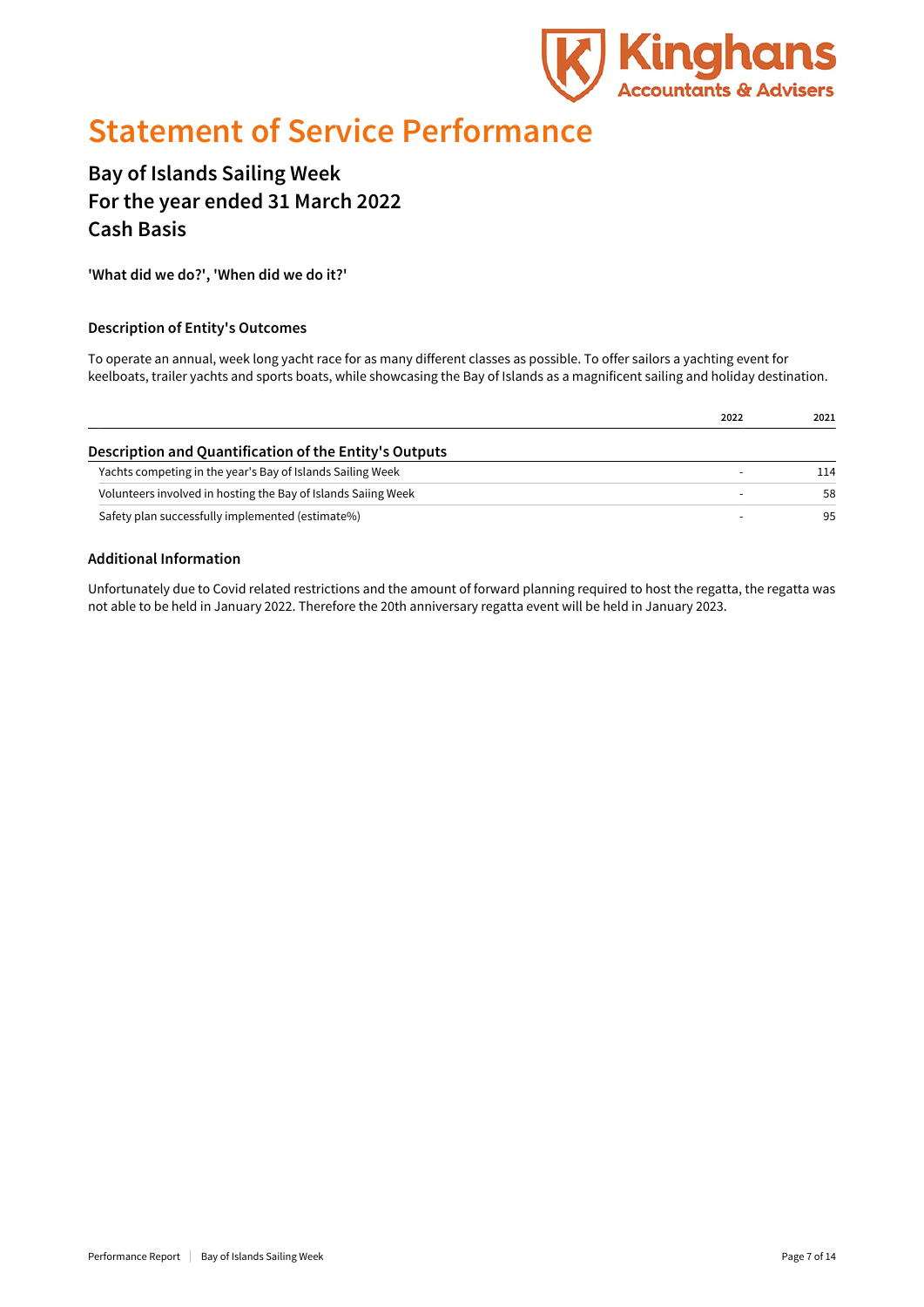# Statement of Service Performance

## Bay of Islands Sailing Week
## For the year ended 31 March 2022
## Cash Basis

**'What did we do?', 'When did we do it?'**

### Description of Entity's Outcomes

To operate an annual, week long yacht race for as many different classes as possible. To offer sailors a yachting event for keelboats, trailer yachts and sports boats, while showcasing the Bay of Islands as a magnificent sailing and holiday destination.

| | 2022 | 2021 |
|---|---|---|
| **Description and Quantification of the Entity's Outputs** | | |
| Yachts competing in the year's Bay of Islands Sailing Week | - | 114 |
| Volunteers involved in hosting the Bay of Islands Saiing Week | - | 58 |
| Safety plan successfully implemented (estimate%) | - | 95 |

### Additional Information

Unfortunately due to Covid related restrictions and the amount of forward planning required to host the regatta, the regatta was not able to be held in January 2022. Therefore the 20th anniversary regatta event will be held in January 2023.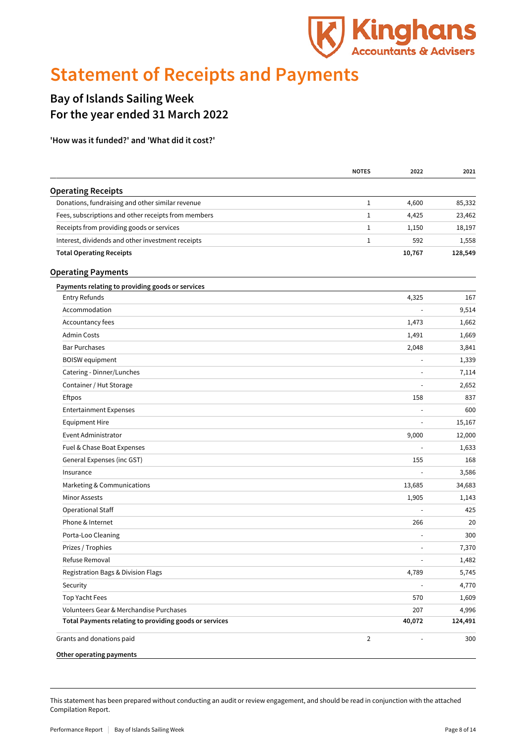# Statement of Receipts and Payments

## Bay of Islands Sailing Week
## For the year ended 31 March 2022

**'How was it funded?' and 'What did it cost?'**

| | NOTES | 2022 | 2021 |
|---|---|---|---|
| **Operating Receipts** | | | |
| Donations, fundraising and other similar revenue | 1 | 4,600 | 85,332 |
| Fees, subscriptions and other receipts from members | 1 | 4,425 | 23,462 |
| Receipts from providing goods or services | 1 | 1,150 | 18,197 |
| Interest, dividends and other investment receipts | 1 | 592 | 1,558 |
| **Total Operating Receipts** | | **10,767** | **128,549** |
| **Operating Payments** | | | |
| **Payments relating to providing goods or services** | | | |
| Entry Refunds | | 4,325 | 167 |
| Accommodation | | - | 9,514 |
| Accountancy fees | | 1,473 | 1,662 |
| Admin Costs | | 1,491 | 1,669 |
| Bar Purchases | | 2,048 | 3,841 |
| BOISW equipment | | - | 1,339 |
| Catering - Dinner/Lunches | | - | 7,114 |
| Container / Hut Storage | | - | 2,652 |
| Eftpos | | 158 | 837 |
| Entertainment Expenses | | - | 600 |
| Equipment Hire | | - | 15,167 |
| Event Administrator | | 9,000 | 12,000 |
| Fuel & Chase Boat Expenses | | - | 1,633 |
| General Expenses (inc GST) | | 155 | 168 |
| Insurance | | - | 3,586 |
| Marketing & Communications | | 13,685 | 34,683 |
| Minor Assests | | 1,905 | 1,143 |
| Operational Staff | | - | 425 |
| Phone & Internet | | 266 | 20 |
| Porta-Loo Cleaning | | - | 300 |
| Prizes / Trophies | | - | 7,370 |
| Refuse Removal | | - | 1,482 |
| Registration Bags & Division Flags | | 4,789 | 5,745 |
| Security | | - | 4,770 |
| Top Yacht Fees | | 570 | 1,609 |
| Volunteers Gear & Merchandise Purchases | | 207 | 4,996 |
| **Total Payments relating to providing goods or services** | | **40,072** | **124,491** |
| Grants and donations paid | 2 | - | 300 |
| **Other operating payments** | | | |

This statement has been prepared without conducting an audit or review engagement, and should be read in conjunction with the attached Compilation Report.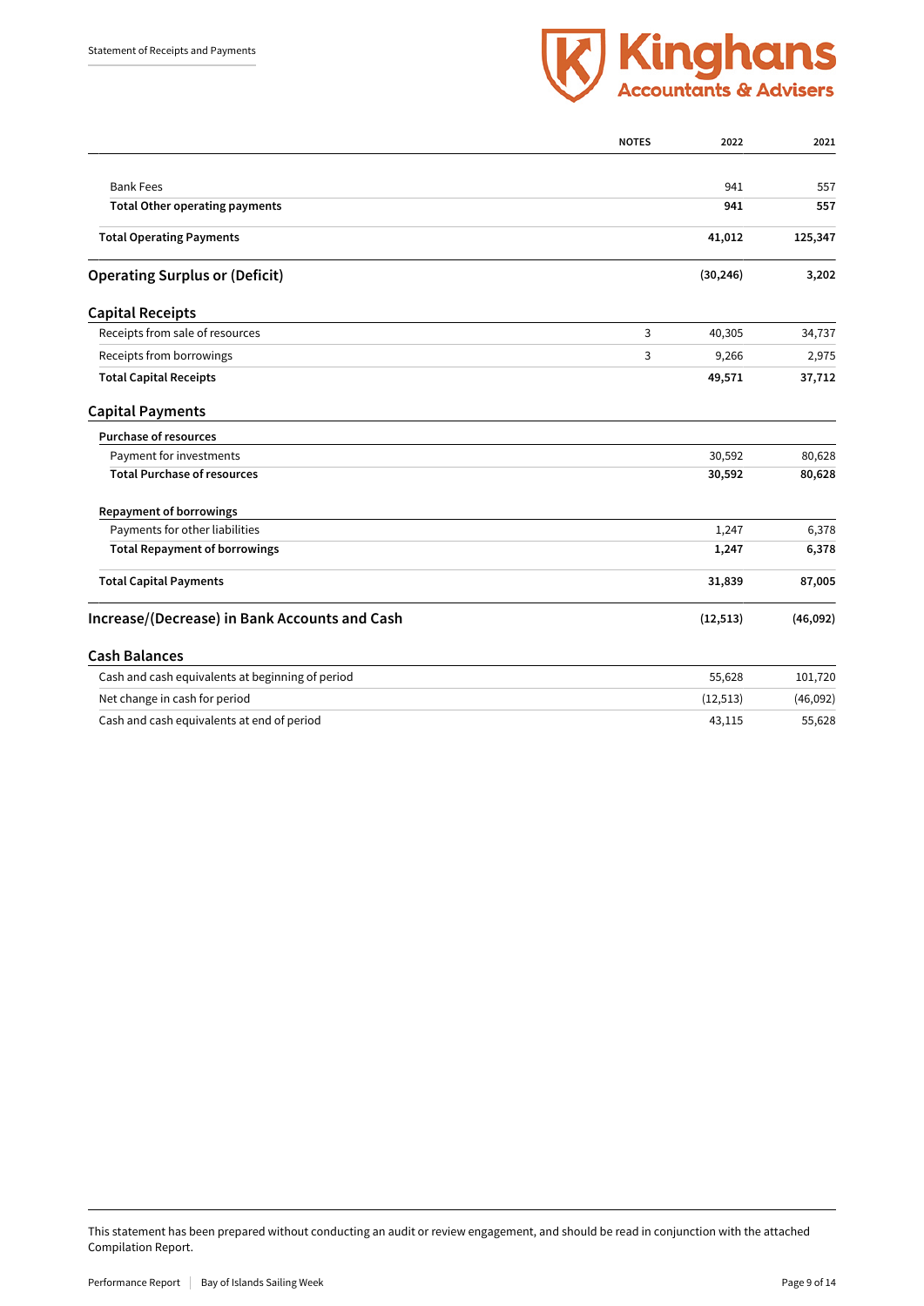Statement of Receipts and Payments

| | NOTES | 2022 | 2021 |
|---|---|---|---|
| Bank Fees | | 941 | 557 |
| **Total Other operating payments** | | **941** | **557** |
| **Total Operating Payments** | | **41,012** | **125,347** |
| **Operating Surplus or (Deficit)** | | **(30,246)** | **3,202** |
| **Capital Receipts** | | | |
| Receipts from sale of resources | 3 | 40,305 | 34,737 |
| Receipts from borrowings | 3 | 9,266 | 2,975 |
| **Total Capital Receipts** | | **49,571** | **37,712** |
| **Capital Payments** | | | |
| **Purchase of resources** | | | |
| Payment for investments | | 30,592 | 80,628 |
| **Total Purchase of resources** | | **30,592** | **80,628** |
| **Repayment of borrowings** | | | |
| Payments for other liabilities | | 1,247 | 6,378 |
| **Total Repayment of borrowings** | | **1,247** | **6,378** |
| **Total Capital Payments** | | **31,839** | **87,005** |
| **Increase/(Decrease) in Bank Accounts and Cash** | | **(12,513)** | **(46,092)** |
| **Cash Balances** | | | |
| Cash and cash equivalents at beginning of period | | 55,628 | 101,720 |
| Net change in cash for period | | (12,513) | (46,092) |
| Cash and cash equivalents at end of period | | 43,115 | 55,628 |

This statement has been prepared without conducting an audit or review engagement, and should be read in conjunction with the attached Compilation Report.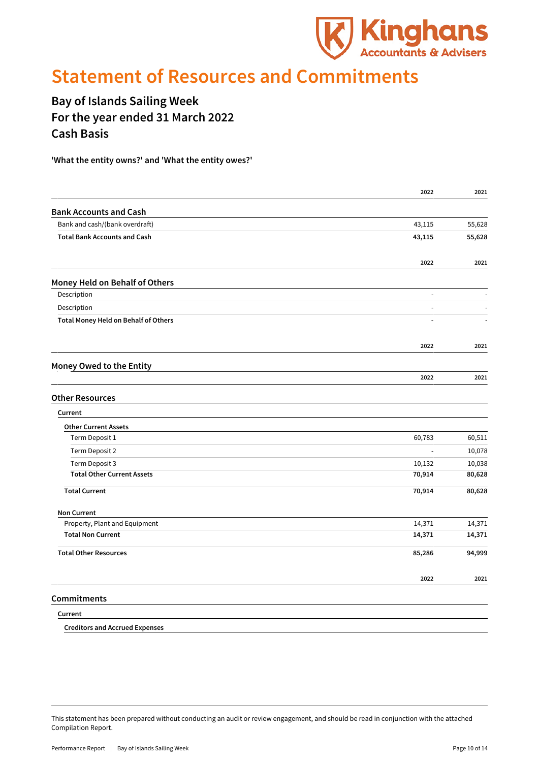# Statement of Resources and Commitments

## Bay of Islands Sailing Week
## For the year ended 31 March 2022
## Cash Basis

**'What the entity owns?' and 'What the entity owes?'**

| | 2022 | 2021 |
|---|---|---|
| **Bank Accounts and Cash** | | |
| Bank and cash/(bank overdraft) | 43,115 | 55,628 |
| **Total Bank Accounts and Cash** | **43,115** | **55,628** |

| | 2022 | 2021 |
|---|---|---|
| **Money Held on Behalf of Others** | | |
| Description | - | - |
| Description | - | - |
| **Total Money Held on Behalf of Others** | **-** | **-** |

| | 2022 | 2021 |
|---|---|---|
| **Money Owed to the Entity** | | |

| | 2022 | 2021 |
|---|---|---|
| **Other Resources** | | |
| **Current** | | |
| **Other Current Assets** | | |
| Term Deposit 1 | 60,783 | 60,511 |
| Term Deposit 2 | - | 10,078 |
| Term Deposit 3 | 10,132 | 10,038 |
| **Total Other Current Assets** | **70,914** | **80,628** |
| **Total Current** | **70,914** | **80,628** |
| **Non Current** | | |
| Property, Plant and Equipment | 14,371 | 14,371 |
| **Total Non Current** | **14,371** | **14,371** |
| **Total Other Resources** | **85,286** | **94,999** |

| | 2022 | 2021 |
|---|---|---|
| **Commitments** | | |
| **Current** | | |
| **Creditors and Accrued Expenses** | | |

This statement has been prepared without conducting an audit or review engagement, and should be read in conjunction with the attached Compilation Report.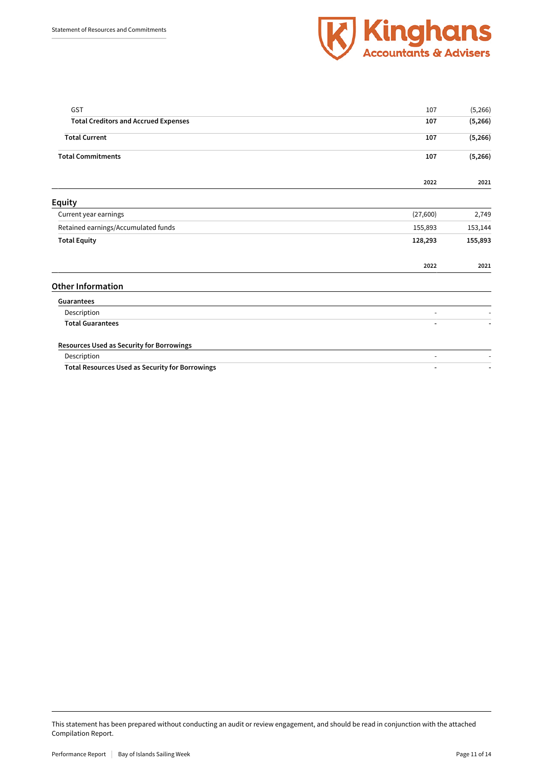| | 2022 | 2021 |
|---|---|---|
| GST | 107 | (5,266) |
| **Total Creditors and Accrued Expenses** | **107** | **(5,266)** |
| **Total Current** | **107** | **(5,266)** |
| **Total Commitments** | **107** | **(5,266)** |

## Equity

| | 2022 | 2021 |
|---|---|---|
| Current year earnings | (27,600) | 2,749 |
| Retained earnings/Accumulated funds | 155,893 | 153,144 |
| **Total Equity** | **128,293** | **155,893** |

## Other Information

| | 2022 | 2021 |
|---|---|---|
| **Guarantees** | | |
| Description | - | - |
| **Total Guarantees** | - | - |
| | | |
| **Resources Used as Security for Borrowings** | | |
| Description | - | - |
| **Total Resources Used as Security for Borrowings** | - | - |

This statement has been prepared without conducting an audit or review engagement, and should be read in conjunction with the attached Compilation Report.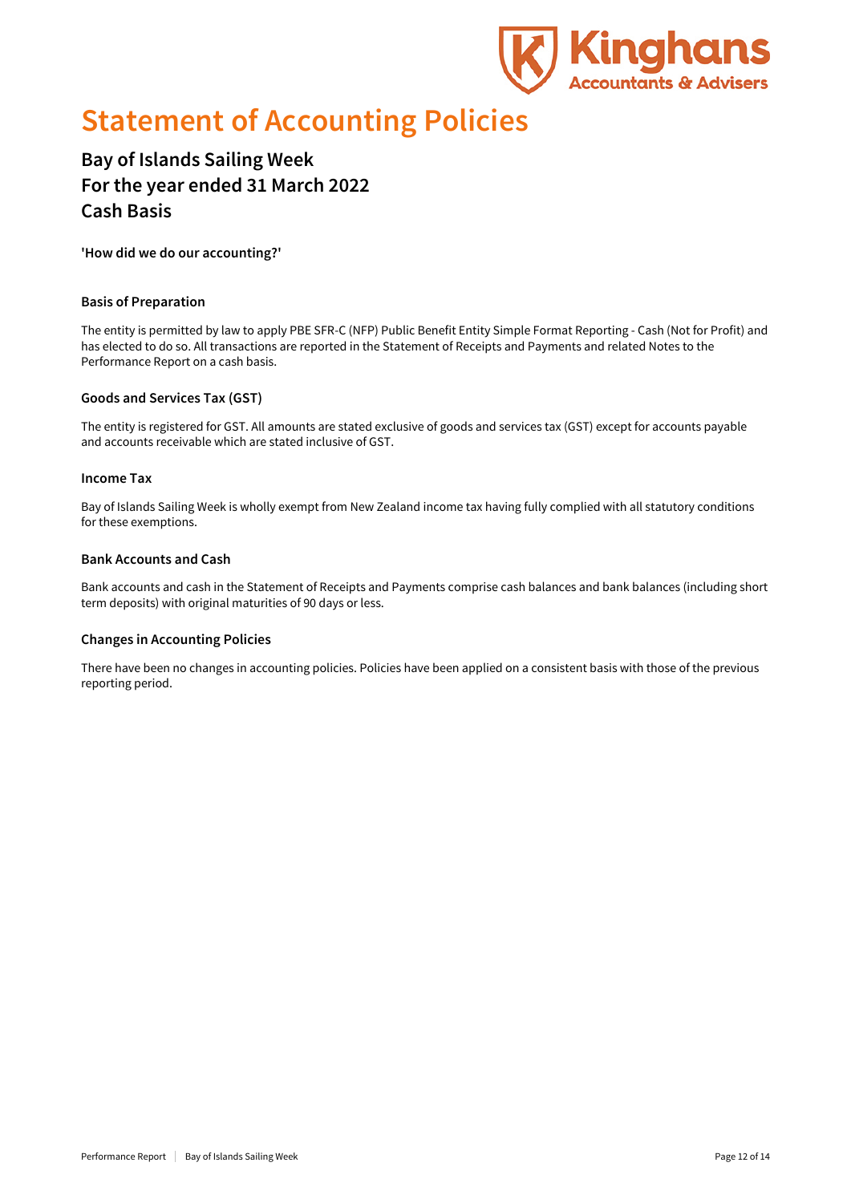# Statement of Accounting Policies

## Bay of Islands Sailing Week
## For the year ended 31 March 2022
## Cash Basis

**'How did we do our accounting?'**

### Basis of Preparation

The entity is permitted by law to apply PBE SFR-C (NFP) Public Benefit Entity Simple Format Reporting - Cash (Not for Profit) and has elected to do so. All transactions are reported in the Statement of Receipts and Payments and related Notes to the Performance Report on a cash basis.

### Goods and Services Tax (GST)

The entity is registered for GST. All amounts are stated exclusive of goods and services tax (GST) except for accounts payable and accounts receivable which are stated inclusive of GST.

### Income Tax

Bay of Islands Sailing Week is wholly exempt from New Zealand income tax having fully complied with all statutory conditions for these exemptions.

### Bank Accounts and Cash

Bank accounts and cash in the Statement of Receipts and Payments comprise cash balances and bank balances (including short term deposits) with original maturities of 90 days or less.

### Changes in Accounting Policies

There have been no changes in accounting policies. Policies have been applied on a consistent basis with those of the previous reporting period.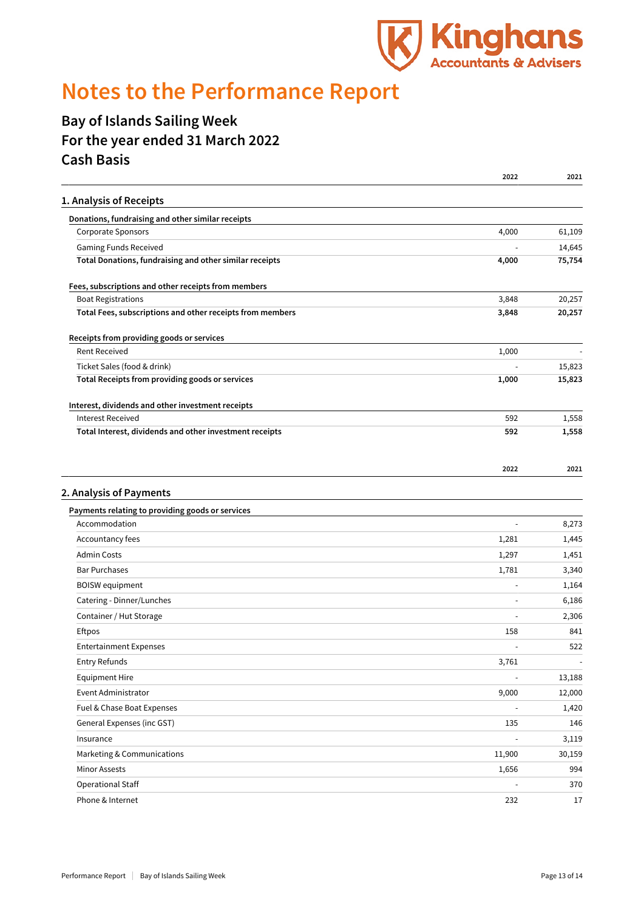# Notes to the Performance Report

## Bay of Islands Sailing Week
## For the year ended 31 March 2022
## Cash Basis

| | 2022 | 2021 |
|---|---|---|
| **1. Analysis of Receipts** | | |
| **Donations, fundraising and other similar receipts** | | |
| Corporate Sponsors | 4,000 | 61,109 |
| Gaming Funds Received | - | 14,645 |
| **Total Donations, fundraising and other similar receipts** | **4,000** | **75,754** |
| **Fees, subscriptions and other receipts from members** | | |
| Boat Registrations | 3,848 | 20,257 |
| **Total Fees, subscriptions and other receipts from members** | **3,848** | **20,257** |
| **Receipts from providing goods or services** | | |
| Rent Received | 1,000 | - |
| Ticket Sales (food & drink) | - | 15,823 |
| **Total Receipts from providing goods or services** | **1,000** | **15,823** |
| **Interest, dividends and other investment receipts** | | |
| Interest Received | 592 | 1,558 |
| **Total Interest, dividends and other investment receipts** | **592** | **1,558** |

| | 2022 | 2021 |
|---|---|---|
| **2. Analysis of Payments** | | |
| **Payments relating to providing goods or services** | | |
| Accommodation | - | 8,273 |
| Accountancy fees | 1,281 | 1,445 |
| Admin Costs | 1,297 | 1,451 |
| Bar Purchases | 1,781 | 3,340 |
| BOISW equipment | - | 1,164 |
| Catering - Dinner/Lunches | - | 6,186 |
| Container / Hut Storage | - | 2,306 |
| Eftpos | 158 | 841 |
| Entertainment Expenses | - | 522 |
| Entry Refunds | 3,761 | - |
| Equipment Hire | - | 13,188 |
| Event Administrator | 9,000 | 12,000 |
| Fuel & Chase Boat Expenses | - | 1,420 |
| General Expenses (inc GST) | 135 | 146 |
| Insurance | - | 3,119 |
| Marketing & Communications | 11,900 | 30,159 |
| Minor Assests | 1,656 | 994 |
| Operational Staff | - | 370 |
| Phone & Internet | 232 | 17 |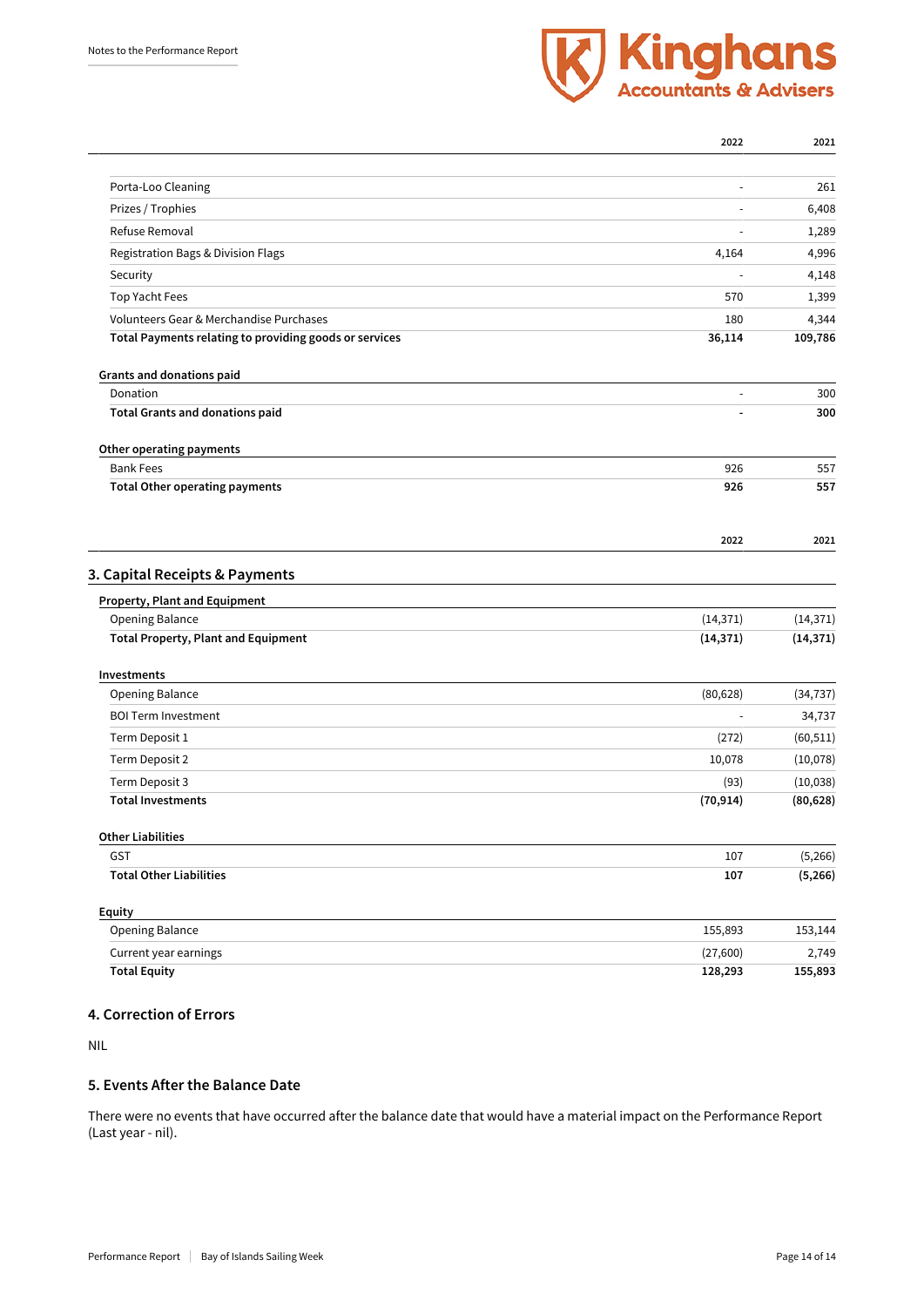| | 2022 | 2021 |
|---|---|---|
| Porta-Loo Cleaning | - | 261 |
| Prizes / Trophies | - | 6,408 |
| Refuse Removal | - | 1,289 |
| Registration Bags & Division Flags | 4,164 | 4,996 |
| Security | - | 4,148 |
| Top Yacht Fees | 570 | 1,399 |
| Volunteers Gear & Merchandise Purchases | 180 | 4,344 |
| **Total Payments relating to providing goods or services** | **36,114** | **109,786** |

**Grants and donations paid**

| | 2022 | 2021 |
|---|---|---|
| Donation | - | 300 |
| **Total Grants and donations paid** | **-** | **300** |

**Other operating payments**

| | 2022 | 2021 |
|---|---|---|
| Bank Fees | 926 | 557 |
| **Total Other operating payments** | **926** | **557** |

## 3. Capital Receipts & Payments

**Property, Plant and Equipment**

| | 2022 | 2021 |
|---|---|---|
| Opening Balance | (14,371) | (14,371) |
| **Total Property, Plant and Equipment** | **(14,371)** | **(14,371)** |

**Investments**

| | 2022 | 2021 |
|---|---|---|
| Opening Balance | (80,628) | (34,737) |
| BOI Term Investment | - | 34,737 |
| Term Deposit 1 | (272) | (60,511) |
| Term Deposit 2 | 10,078 | (10,078) |
| Term Deposit 3 | (93) | (10,038) |
| **Total Investments** | **(70,914)** | **(80,628)** |

**Other Liabilities**

| | 2022 | 2021 |
|---|---|---|
| GST | 107 | (5,266) |
| **Total Other Liabilities** | **107** | **(5,266)** |

**Equity**

| | 2022 | 2021 |
|---|---|---|
| Opening Balance | 155,893 | 153,144 |
| Current year earnings | (27,600) | 2,749 |
| **Total Equity** | **128,293** | **155,893** |

## 4. Correction of Errors

NIL

## 5. Events After the Balance Date

There were no events that have occurred after the balance date that would have a material impact on the Performance Report (Last year - nil).